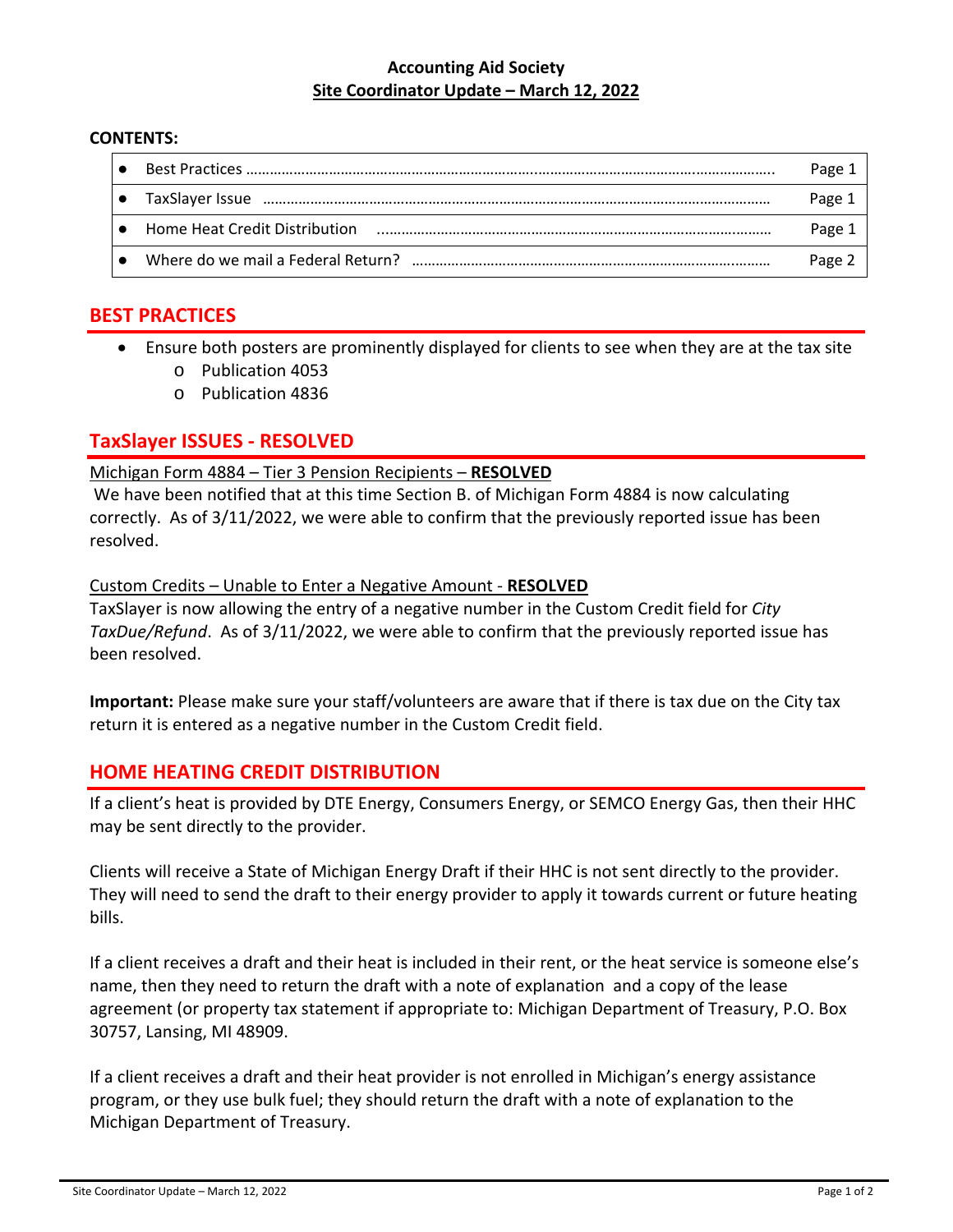**Accounting Aid Society**

**Site Coordinator Update – March 12, 2022**

**CONTENTS:**

| | | |
|---|---|---|
| ● | Best Practices ………………………………………………………………………………………………………………….. | Page 1 |
| ● | TaxSlayer Issue …………………………………………………………………………………………………………… | Page 1 |
| ● | Home Heat Credit Distribution ……………………………………………………………………………………… | Page 1 |
| ● | Where do we mail a Federal Return? ……………………………………………………………………………… | Page 2 |

## BEST PRACTICES

- Ensure both posters are prominently displayed for clients to see when they are at the tax site
  - Publication 4053
  - Publication 4836

## TaxSlayer ISSUES - RESOLVED

Michigan Form 4884 – Tier 3 Pension Recipients – **RESOLVED**

We have been notified that at this time Section B. of Michigan Form 4884 is now calculating correctly. As of 3/11/2022, we were able to confirm that the previously reported issue has been resolved.

Custom Credits – Unable to Enter a Negative Amount - **RESOLVED**

TaxSlayer is now allowing the entry of a negative number in the Custom Credit field for *City TaxDue/Refund*. As of 3/11/2022, we were able to confirm that the previously reported issue has been resolved.

**Important:** Please make sure your staff/volunteers are aware that if there is tax due on the City tax return it is entered as a negative number in the Custom Credit field.

## HOME HEATING CREDIT DISTRIBUTION

If a client's heat is provided by DTE Energy, Consumers Energy, or SEMCO Energy Gas, then their HHC may be sent directly to the provider.

Clients will receive a State of Michigan Energy Draft if their HHC is not sent directly to the provider. They will need to send the draft to their energy provider to apply it towards current or future heating bills.

If a client receives a draft and their heat is included in their rent, or the heat service is someone else's name, then they need to return the draft with a note of explanation and a copy of the lease agreement (or property tax statement if appropriate to: Michigan Department of Treasury, P.O. Box 30757, Lansing, MI 48909.

If a client receives a draft and their heat provider is not enrolled in Michigan's energy assistance program, or they use bulk fuel; they should return the draft with a note of explanation to the Michigan Department of Treasury.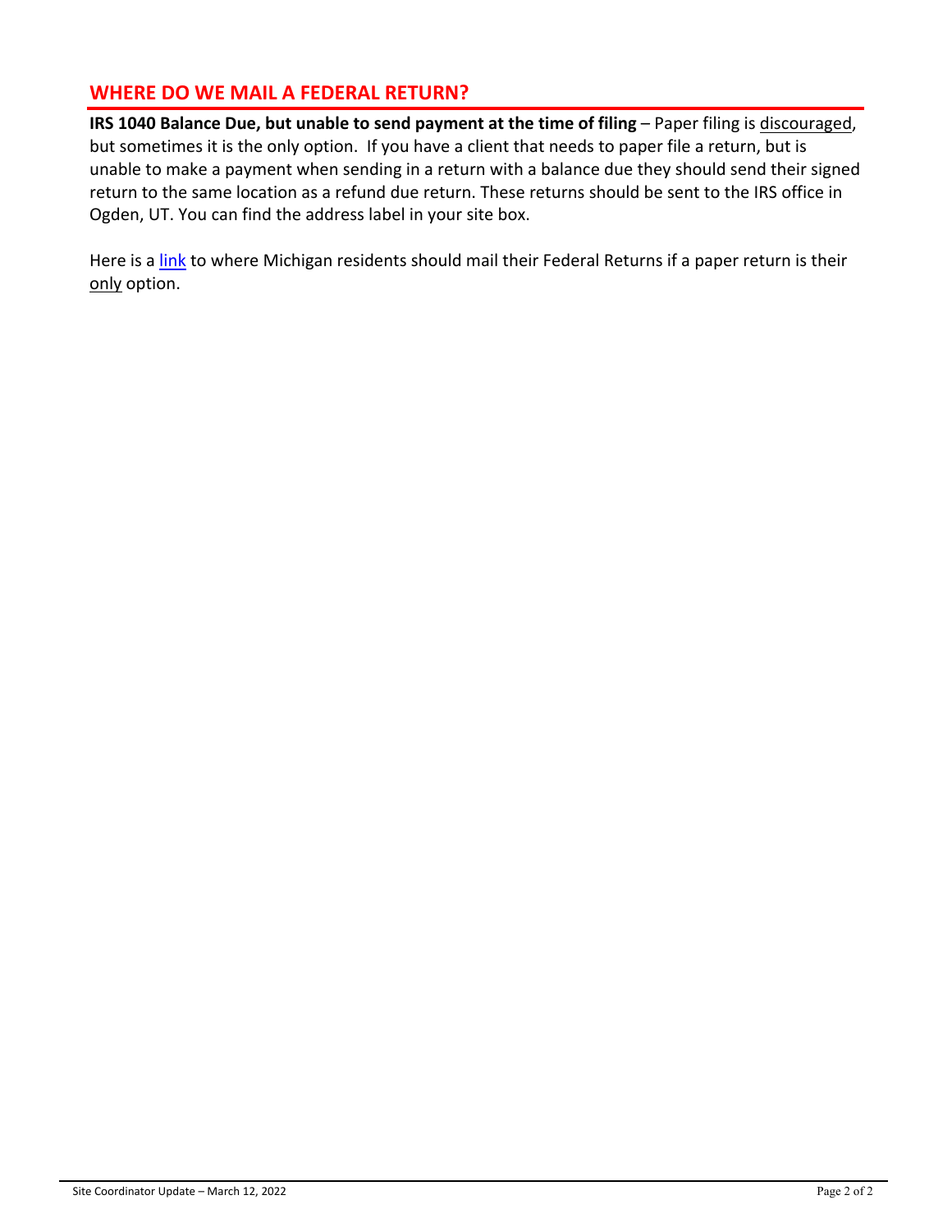## WHERE DO WE MAIL A FEDERAL RETURN?

**IRS 1040 Balance Due, but unable to send payment at the time of filing** – Paper filing is discouraged, but sometimes it is the only option. If you have a client that needs to paper file a return, but is unable to make a payment when sending in a return with a balance due they should send their signed return to the same location as a refund due return. These returns should be sent to the IRS office in Ogden, UT. You can find the address label in your site box.

Here is a link to where Michigan residents should mail their Federal Returns if a paper return is their only option.